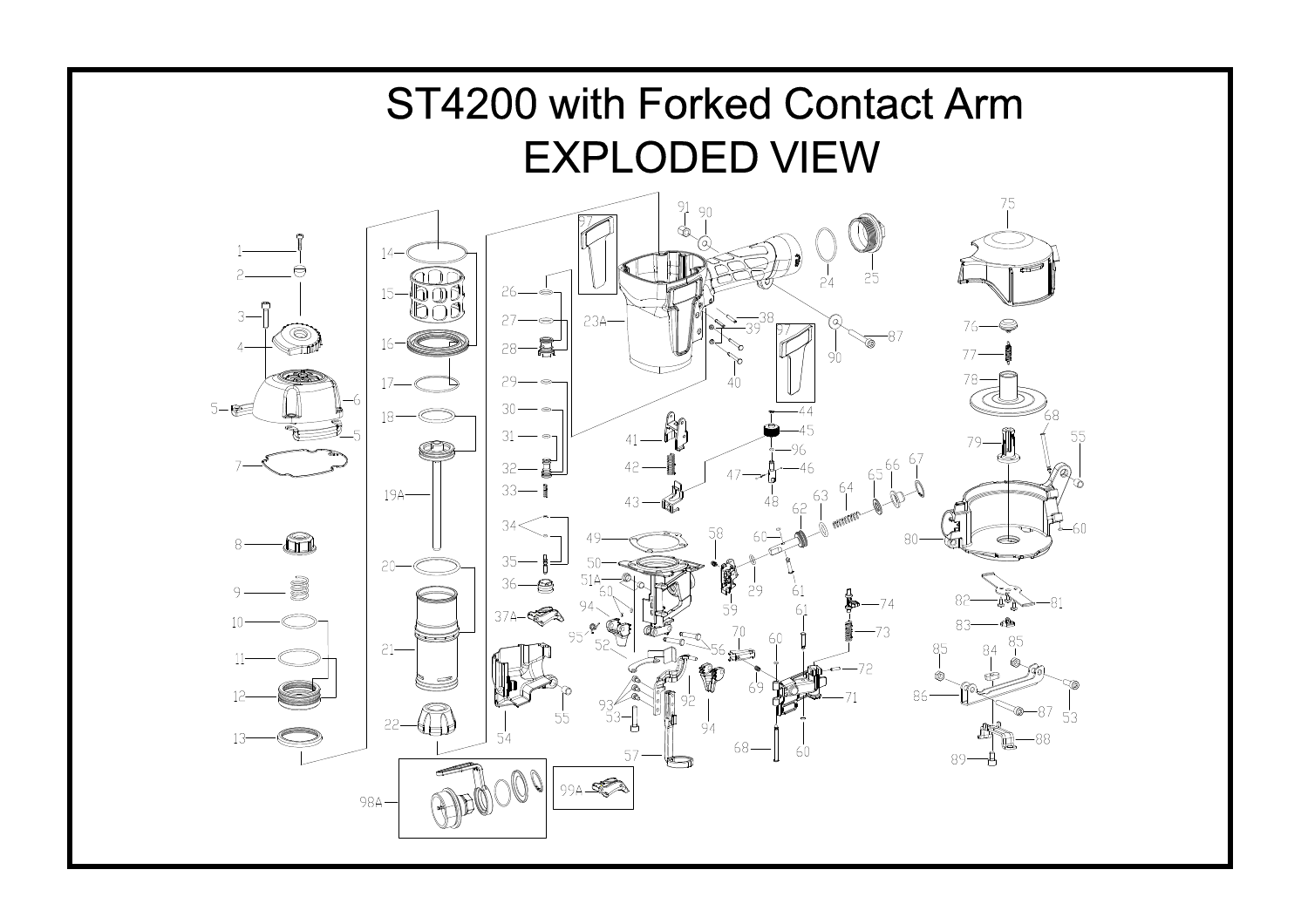# ST4200 with Forked Contact Arm
# EXPLODED VIEW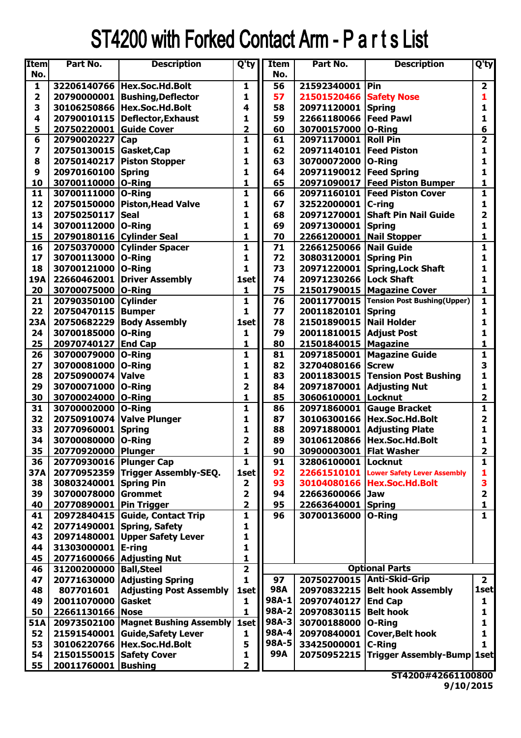# ST4200 with Forked Contact Arm - P a r t s List

| Item No. | Part No. | Description | Q'ty | Item No. | Part No. | Description | Q'ty |
|---|---|---|---|---|---|---|---|
| 1 | 32206140766 | Hex.Soc.Hd.Bolt | 1 | 56 | 21592340001 | Pin | 2 |
| 2 | 20790000001 | Bushing,Deflector | 1 | 57 | 21501520466 | Safety Nose | 1 |
| 3 | 30106250866 | Hex.Soc.Hd.Bolt | 4 | 58 | 20971120001 | Spring | 1 |
| 4 | 20790010115 | Deflector,Exhaust | 1 | 59 | 22661180066 | Feed Pawl | 1 |
| 5 | 20750220001 | Guide Cover | 2 | 60 | 30700157000 | O-Ring | 6 |
| 6 | 20790020227 | Cap | 1 | 61 | 20971170001 | Roll Pin | 2 |
| 7 | 20750130015 | Gasket,Cap | 1 | 62 | 20971140101 | Feed Piston | 1 |
| 8 | 20750140217 | Piston Stopper | 1 | 63 | 30700072000 | O-Ring | 1 |
| 9 | 20970160100 | Spring | 1 | 64 | 20971190012 | Feed Spring | 1 |
| 10 | 30700110000 | O-Ring | 1 | 65 | 20971090017 | Feed Piston Bumper | 1 |
| 11 | 30700111000 | O-Ring | 1 | 66 | 20971160101 | Feed Piston Cover | 1 |
| 12 | 20750150000 | Piston,Head Valve | 1 | 67 | 32522000001 | C-ring | 1 |
| 13 | 20750250117 | Seal | 1 | 68 | 20971270001 | Shaft Pin Nail Guide | 2 |
| 14 | 30700112000 | O-Ring | 1 | 69 | 20971300001 | Spring | 1 |
| 15 | 20790180116 | Cylinder Seal | 1 | 70 | 22661200001 | Nail Stopper | 1 |
| 16 | 20750370000 | Cylinder Spacer | 1 | 71 | 22661250066 | Nail Guide | 1 |
| 17 | 30700113000 | O-Ring | 1 | 72 | 30803120001 | Spring Pin | 1 |
| 18 | 30700121000 | O-Ring | 1 | 73 | 20971220001 | Spring,Lock Shaft | 1 |
| 19A | 22660462001 | Driver Assembly | 1set | 74 | 20971230266 | Lock Shaft | 1 |
| 20 | 30700075000 | O-Ring | 1 | 75 | 21501790015 | Magazine Cover | 1 |
| 21 | 20790350100 | Cylinder | 1 | 76 | 20011770015 | Tension Post Bushing(Upper) | 1 |
| 22 | 20750470115 | Bumper | 1 | 77 | 20011820101 | Spring | 1 |
| 23A | 20750682229 | Body Assembly | 1set | 78 | 21501890015 | Nail Holder | 1 |
| 24 | 30700185000 | O-Ring | 1 | 79 | 20011810015 | Adjust Post | 1 |
| 25 | 20970740127 | End Cap | 1 | 80 | 21501840015 | Magazine | 1 |
| 26 | 30700079000 | O-Ring | 1 | 81 | 20971850001 | Magazine Guide | 1 |
| 27 | 30700081000 | O-Ring | 1 | 82 | 32704080166 | Screw | 3 |
| 28 | 20750900074 | Valve | 1 | 83 | 20011830015 | Tension Post Bushing | 1 |
| 29 | 30700071000 | O-Ring | 2 | 84 | 20971870001 | Adjusting Nut | 1 |
| 30 | 30700024000 | O-Ring | 1 | 85 | 30606100001 | Locknut | 2 |
| 31 | 30700002000 | O-Ring | 1 | 86 | 20971860001 | Gauge Bracket | 1 |
| 32 | 20750910074 | Valve Plunger | 1 | 87 | 30106300166 | Hex.Soc.Hd.Bolt | 2 |
| 33 | 20770960001 | Spring | 1 | 88 | 20971880001 | Adjusting Plate | 1 |
| 34 | 30700080000 | O-Ring | 2 | 89 | 30106120866 | Hex.Soc.Hd.Bolt | 1 |
| 35 | 20770920000 | Plunger | 1 | 90 | 30900003001 | Flat Washer | 2 |
| 36 | 20770930016 | Plunger Cap | 1 | 91 | 32806100001 | Locknut | 1 |
| 37A | 20770952359 | Trigger Assembly-SEQ. | 1set | 92 | 22661510101 | Lower Safety Lever Assembly | 1 |
| 38 | 30803240001 | Spring Pin | 2 | 93 | 30104080166 | Hex.Soc.Hd.Bolt | 3 |
| 39 | 30700078000 | Grommet | 2 | 94 | 22663600066 | Jaw | 2 |
| 40 | 20770890001 | Pin Trigger | 2 | 95 | 22663640001 | Spring | 1 |
| 41 | 20972840415 | Guide, Contact Trip | 1 | 96 | 30700136000 | O-Ring | 1 |
| 42 | 20771490001 | Spring, Safety | 1 | | | | |
| 43 | 20971480001 | Upper Safety Lever | 1 | | | | |
| 44 | 31303000001 | E-ring | 1 | | | | |
| 45 | 20771600066 | Adjusting Nut | 1 | | | | |
| 46 | 31200200000 | Ball,Steel | 2 | | | **Optional Parts** | |
| 47 | 20771630000 | Adjusting Spring | 1 | 97 | 20750270015 | Anti-Skid-Grip | 2 |
| 48 | 807701601 | Adjusting Post Assembly | 1set | 98A | 20970832215 | Belt hook Assembly | 1set |
| 49 | 20011070000 | Gasket | 1 | 98A-1 | 20970740127 | End Cap | 1 |
| 50 | 22661130166 | Nose | 1 | 98A-2 | 20970830115 | Belt hook | 1 |
| 51A | 20973502100 | Magnet Bushing Assembly | 1set | 98A-3 | 30700188000 | O-Ring | 1 |
| 52 | 21591540001 | Guide,Safety Lever | 1 | 98A-4 | 20970840001 | Cover,Belt hook | 1 |
| 53 | 30106220766 | Hex.Soc.Hd.Bolt | 5 | 98A-5 | 33425000001 | C-Ring | 1 |
| 54 | 21501550015 | Safety Cover | 1 | 99A | 20750952215 | Trigger Assembly-Bump | 1set |
| 55 | 20011760001 | Bushing | 2 | | | | |

ST4200#42661100800
9/10/2015